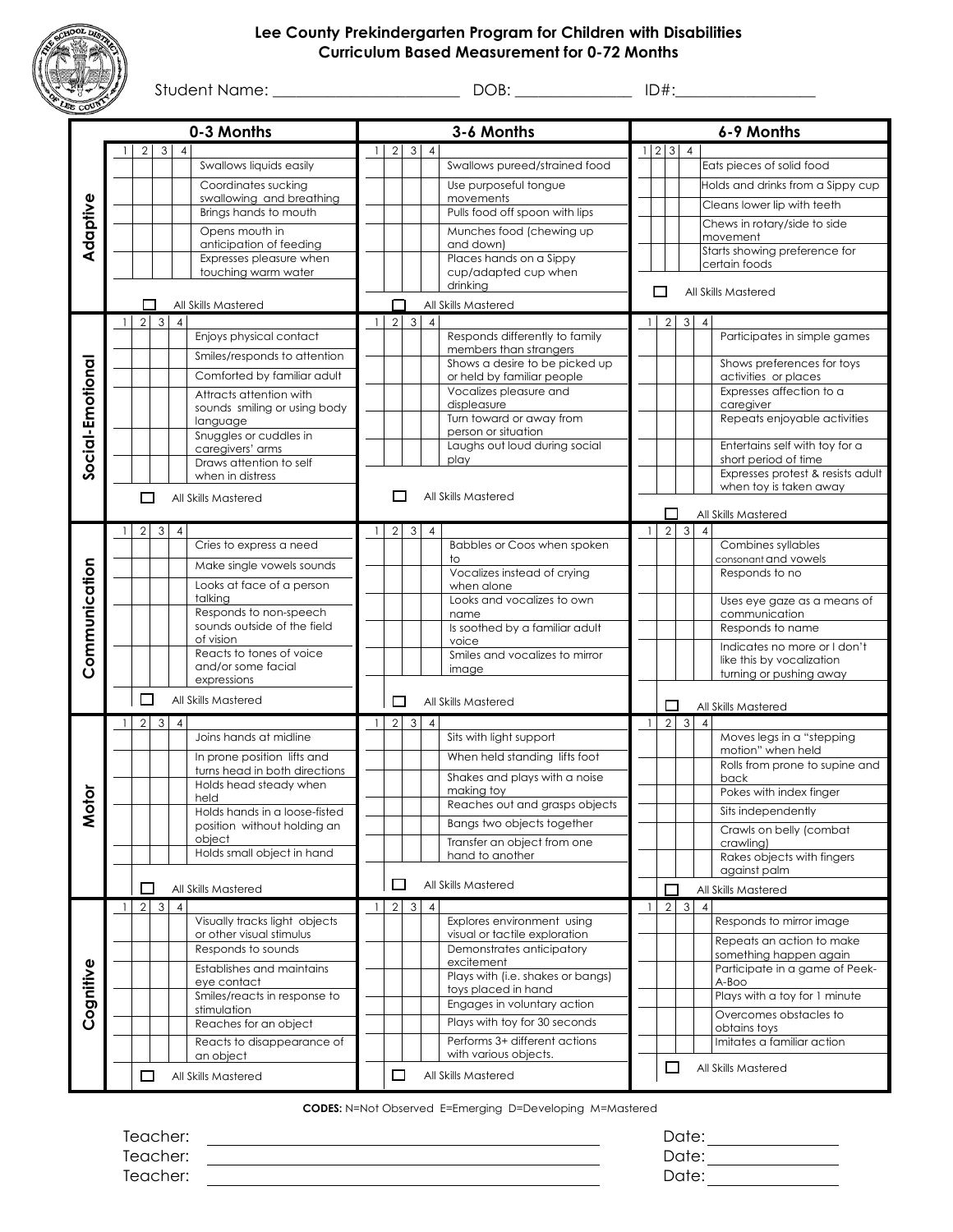# Lee County Prekindergarten Program for Children with Disabilities
## Curriculum Based Measurement for 0-72 Months

Student Name: ______________________ DOB: ______________ ID#: ________________

### Adaptive

| 0-3 Months | | | | | 3-6 Months | | | | | 6-9 Months | | | | |
|---|---|---|---|---|---|---|---|---|---|---|---|---|---|---|
| 1 | 2 | 3 | 4 | | 1 | 2 | 3 | 4 | | 1 | 2 | 3 | 4 | |
| | | | | Swallows liquids easily | | | | | Swallows pureed/strained food | | | | | Eats pieces of solid food |
| | | | | Coordinates sucking swallowing and breathing | | | | | Use purposeful tongue movements | | | | | Holds and drinks from a Sippy cup |
| | | | | Brings hands to mouth | | | | | Pulls food off spoon with lips | | | | | Cleans lower lip with teeth |
| | | | | Opens mouth in anticipation of feeding | | | | | Munches food (chewing up and down) | | | | | Chews in rotary/side to side movement |
| | | | | Expresses pleasure when touching warm water | | | | | Places hands on a Sippy cup/adapted cup when drinking | | | | | Starts showing preference for certain foods |
| ☐ All Skills Mastered | | | | | ☐ All Skills Mastered | | | | | ☐ All Skills Mastered | | | | |

### Social-Emotional

| 0-3 Months | | | | | 3-6 Months | | | | | 6-9 Months | | | | |
|---|---|---|---|---|---|---|---|---|---|---|---|---|---|---|
| 1 | 2 | 3 | 4 | | 1 | 2 | 3 | 4 | | 1 | 2 | 3 | 4 | |
| | | | | Enjoys physical contact | | | | | Responds differently to family members than strangers | | | | | Participates in simple games |
| | | | | Smiles/responds to attention | | | | | Shows a desire to be picked up or held by familiar people | | | | | Shows preferences for toys activities or places |
| | | | | Comforted by familiar adult | | | | | Vocalizes pleasure and displeasure | | | | | Expresses affection to a caregiver |
| | | | | Attracts attention with sounds smiling or using body language | | | | | Turn toward or away from person or situation | | | | | Repeats enjoyable activities |
| | | | | Snuggles or cuddles in caregivers' arms | | | | | Laughs out loud during social play | | | | | Entertains self with toy for a short period of time |
| | | | | Draws attention to self when in distress | | | | | | | | | | Expresses protest & resists adult when toy is taken away |
| ☐ All Skills Mastered | | | | | ☐ All Skills Mastered | | | | | ☐ All Skills Mastered | | | | |

### Communication

| 0-3 Months | | | | | 3-6 Months | | | | | 6-9 Months | | | | |
|---|---|---|---|---|---|---|---|---|---|---|---|---|---|---|
| 1 | 2 | 3 | 4 | | 1 | 2 | 3 | 4 | | 1 | 2 | 3 | 4 | |
| | | | | Cries to express a need | | | | | Babbles or Coos when spoken to | | | | | Combines syllables consonant and vowels |
| | | | | Make single vowels sounds | | | | | Vocalizes instead of crying when alone | | | | | Responds to no |
| | | | | Looks at face of a person talking | | | | | Looks and vocalizes to own name | | | | | Uses eye gaze as a means of communication |
| | | | | Responds to non-speech sounds outside of the field of vision | | | | | Is soothed by a familiar adult voice | | | | | Responds to name |
| | | | | Reacts to tones of voice and/or some facial expressions | | | | | Smiles and vocalizes to mirror image | | | | | Indicates no more or I don't like this by vocalization turning or pushing away |
| ☐ All Skills Mastered | | | | | ☐ All Skills Mastered | | | | | ☐ All Skills Mastered | | | | |

### Motor

| 0-3 Months | | | | | 3-6 Months | | | | | 6-9 Months | | | | |
|---|---|---|---|---|---|---|---|---|---|---|---|---|---|---|
| 1 | 2 | 3 | 4 | | 1 | 2 | 3 | 4 | | 1 | 2 | 3 | 4 | |
| | | | | Joins hands at midline | | | | | Sits with light support | | | | | Moves legs in a "stepping motion" when held |
| | | | | In prone position lifts and turns head in both directions | | | | | When held standing lifts foot | | | | | Rolls from prone to supine and back |
| | | | | Holds head steady when held | | | | | Shakes and plays with a noise making toy | | | | | Pokes with index finger |
| | | | | Holds hands in a loose-fisted position without holding an object | | | | | Reaches out and grasps objects | | | | | Sits independently |
| | | | | Holds small object in hand | | | | | Bangs two objects together | | | | | Crawls on belly (combat crawling) |
| | | | | | | | | | Transfer an object from one hand to another | | | | | Rakes objects with fingers against palm |
| ☐ All Skills Mastered | | | | | ☐ All Skills Mastered | | | | | ☐ All Skills Mastered | | | | |

### Cognitive

| 0-3 Months | | | | | 3-6 Months | | | | | 6-9 Months | | | | |
|---|---|---|---|---|---|---|---|---|---|---|---|---|---|---|
| 1 | 2 | 3 | 4 | | 1 | 2 | 3 | 4 | | 1 | 2 | 3 | 4 | |
| | | | | Visually tracks light objects or other visual stimulus | | | | | Explores environment using visual or tactile exploration | | | | | Responds to mirror image |
| | | | | Responds to sounds | | | | | Demonstrates anticipatory excitement | | | | | Repeats an action to make something happen again |
| | | | | Establishes and maintains eye contact | | | | | Plays with (i.e. shakes or bangs) toys placed in hand | | | | | Participate in a game of Peek-A-Boo |
| | | | | Smiles/reacts in response to stimulation | | | | | Engages in voluntary action | | | | | Plays with a toy for 1 minute |
| | | | | Reaches for an object | | | | | Plays with toy for 30 seconds | | | | | Overcomes obstacles to obtains toys |
| | | | | Reacts to disappearance of an object | | | | | Performs 3+ different actions with various objects. | | | | | Imitates a familiar action |
| ☐ All Skills Mastered | | | | | ☐ All Skills Mastered | | | | | ☐ All Skills Mastered | | | | |

**CODES:** N=Not Observed E=Emerging D=Developing M=Mastered

Teacher: ______________________________ Date: ______________

Teacher: ______________________________ Date: ______________

Teacher: ______________________________ Date: ______________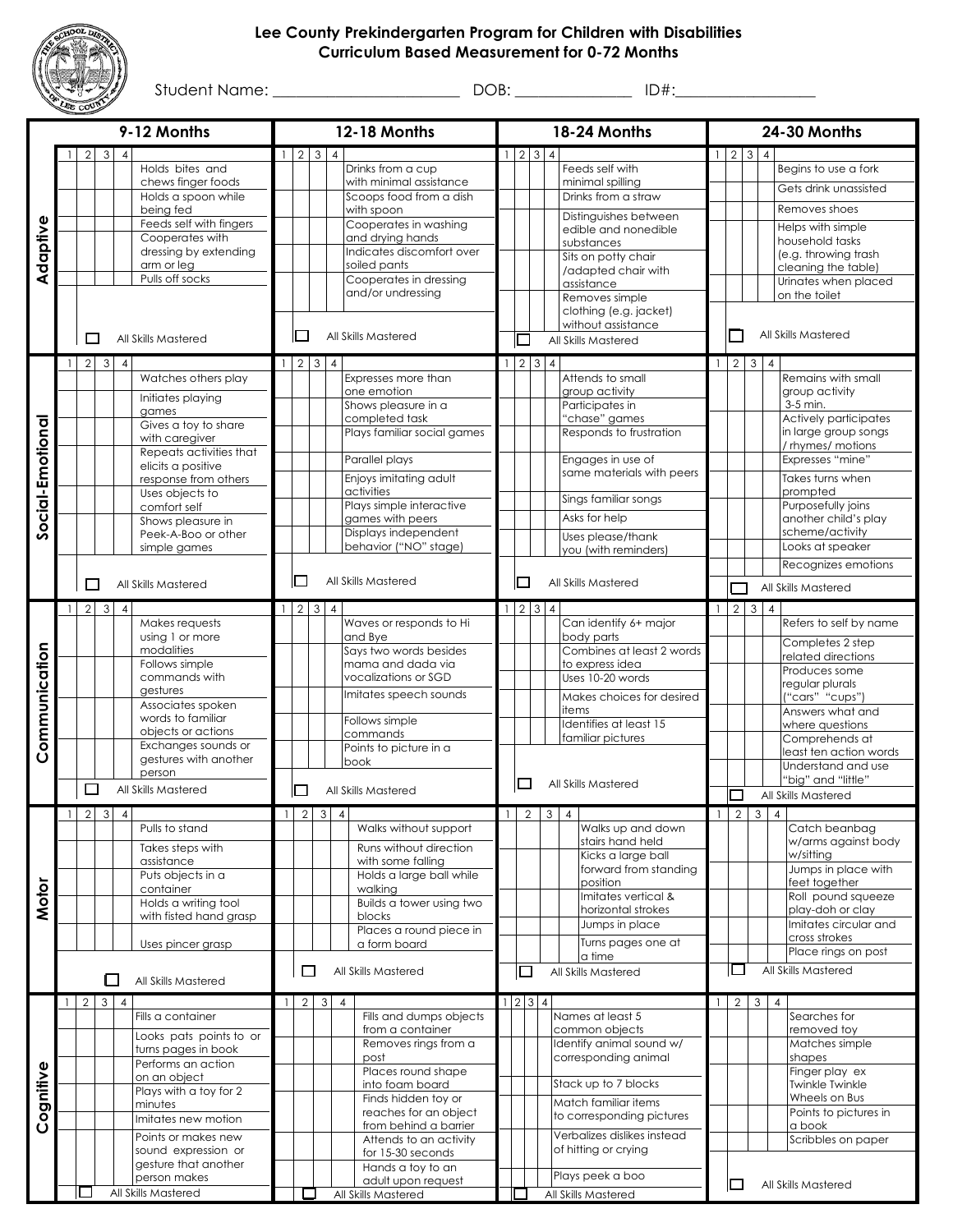# Lee County Prekindergarten Program for Children with Disabilities
## Curriculum Based Measurement for 0-72 Months

Student Name: _______________________ DOB: ______________ ID#:_________________

### Adaptive

| 9-12 Months | 12-18 Months | 18-24 Months | 24-30 Months |
|---|---|---|---|
| 1 2 3 4 | 1 2 3 4 | 1 2 3 4 | 1 2 3 4 |
| Holds bites and chews finger foods | Drinks from a cup with minimal assistance | Feeds self with minimal spilling | Begins to use a fork |
| Holds a spoon while being fed | Scoops food from a dish with spoon | Drinks from a straw | Gets drink unassisted |
| Feeds self with fingers | Cooperates in washing and drying hands | Distinguishes between edible and nonedible substances | Removes shoes |
| Cooperates with dressing by extending arm or leg | Indicates discomfort over soiled pants | Sits on potty chair /adapted chair with assistance | Helps with simple household tasks (e.g. throwing trash cleaning the table) |
| Pulls off socks | Cooperates in dressing and/or undressing | Removes simple clothing (e.g. jacket) without assistance | Urinates when placed on the toilet |
| ☐ All Skills Mastered | ☐ All Skills Mastered | ☐ All Skills Mastered | ☐ All Skills Mastered |

### Social-Emotional

| 9-12 Months | 12-18 Months | 18-24 Months | 24-30 Months |
|---|---|---|---|
| 1 2 3 4 | 1 2 3 4 | 1 2 3 4 | 1 2 3 4 |
| Watches others play | Expresses more than one emotion | Attends to small group activity | Remains with small group activity 3-5 min. |
| Initiates playing games | Shows pleasure in a completed task | Participates in "chase" games | Actively participates in large group songs / rhymes/ motions |
| Gives a toy to share with caregiver | Plays familiar social games | Responds to frustration | Expresses "mine" |
| Repeats activities that elicits a positive response from others | Parallel plays | Engages in use of same materials with peers | Takes turns when prompted |
| Uses objects to comfort self | Enjoys imitating adult activities | Sings familiar songs | Purposefully joins another child's play scheme/activity |
| Shows pleasure in Peek-A-Boo or other simple games | Plays simple interactive games with peers | Asks for help | Looks at speaker |
| | Displays independent behavior ("NO" stage) | Uses please/thank you (with reminders) | Recognizes emotions |
| ☐ All Skills Mastered | ☐ All Skills Mastered | ☐ All Skills Mastered | ☐ All Skills Mastered |

### Communication

| 9-12 Months | 12-18 Months | 18-24 Months | 24-30 Months |
|---|---|---|---|
| 1 2 3 4 | 1 2 3 4 | 1 2 3 4 | 1 2 3 4 |
| Makes requests using 1 or more modalities | Waves or responds to Hi and Bye | Can identify 6+ major body parts | Refers to self by name |
| Follows simple commands with gestures | Says two words besides mama and dada via vocalizations or SGD | Combines at least 2 words to express idea | Completes 2 step related directions |
| Associates spoken words to familiar objects or actions | Imitates speech sounds | Uses 10-20 words | Produces some regular plurals ("cars" "cups") |
| Exchanges sounds or gestures with another person | Follows simple commands | Makes choices for desired items | Answers what and where questions |
| | Points to picture in a book | Identifies at least 15 familiar pictures | Comprehends at least ten action words |
| | | | Understand and use "big" and "little" |
| ☐ All Skills Mastered | ☐ All Skills Mastered | ☐ All Skills Mastered | ☐ All Skills Mastered |

### Motor

| 9-12 Months | 12-18 Months | 18-24 Months | 24-30 Months |
|---|---|---|---|
| 1 2 3 4 | 1 2 3 4 | 1 2 3 4 | 1 2 3 4 |
| Pulls to stand | Walks without support | Walks up and down stairs hand held | Catch beanbag w/arms against body w/sitting |
| Takes steps with assistance | Runs without direction with some falling | Kicks a large ball forward from standing position | Jumps in place with feet together |
| Puts objects in a container | Holds a large ball while walking | Imitates vertical & horizontal strokes | Roll pound squeeze play-doh or clay |
| Holds a writing tool with fisted hand grasp | Builds a tower using two blocks | Jumps in place | Imitates circular and cross strokes |
| Uses pincer grasp | Places a round piece in a form board | Turns pages one at a time | Place rings on post |
| ☐ All Skills Mastered | ☐ All Skills Mastered | ☐ All Skills Mastered | ☐ All Skills Mastered |

### Cognitive

| 9-12 Months | 12-18 Months | 18-24 Months | 24-30 Months |
|---|---|---|---|
| 1 2 3 4 | 1 2 3 4 | 1 2 3 4 | 1 2 3 4 |
| Fills a container | Fills and dumps objects from a container | Names at least 5 common objects | Searches for removed toy |
| Looks pats points to or turns pages in book | Removes rings from a post | Identify animal sound w/ corresponding animal | Matches simple shapes |
| Performs an action on an object | Places round shape into foam board | Stack up to 7 blocks | Finger play ex Twinkle Twinkle Wheels on Bus |
| Plays with a toy for 2 minutes | Finds hidden toy or reaches for an object from behind a barrier | Match familiar items to corresponding pictures | Points to pictures in a book |
| Imitates new motion | Attends to an activity for 15-30 seconds | Verbalizes dislikes instead of hitting or crying | Scribbles on paper |
| Points or makes new sound expression or gesture that another person makes | Hands a toy to an adult upon request | Plays peek a boo | |
| ☐ All Skills Mastered | ☐ All Skills Mastered | ☐ All Skills Mastered | ☐ All Skills Mastered |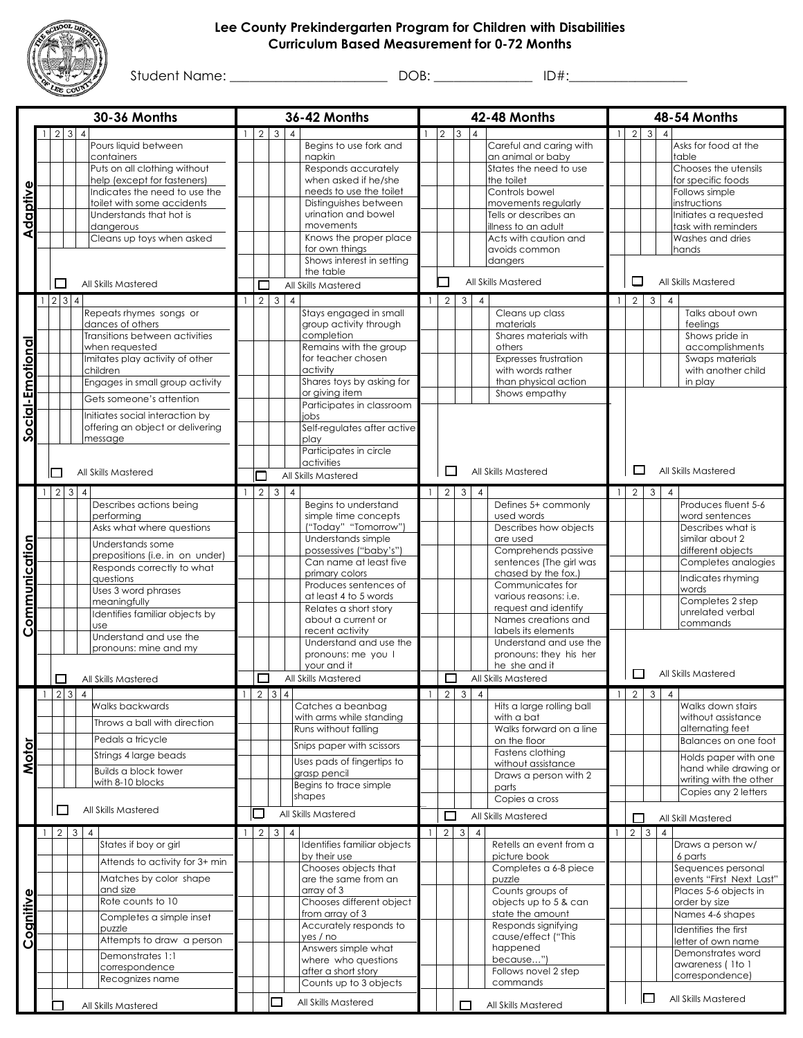# Lee County Prekindergarten Program for Children with Disabilities
## Curriculum Based Measurement for 0-72 Months

Student Name: ______________________ DOB: ______________ ID#:________________

| Domain | 30-36 Months | 36-42 Months | 42-48 Months | 48-54 Months |
|---|---|---|---|---|
| **Adaptive** | 1 2 3 4<br>Pours liquid between containers<br>Puts on all clothing without help (except for fasteners)<br>Indicates the need to use the toilet with some accidents<br>Understands that hot is dangerous<br>Cleans up toys when asked<br>☐ All Skills Mastered | 1 2 3 4<br>Begins to use fork and napkin<br>Responds accurately when asked if he/she needs to use the toilet<br>Distinguishes between urination and bowel movements<br>Knows the proper place for own things<br>Shows interest in setting the table<br>☐ All Skills Mastered | 1 2 3 4<br>Careful and caring with an animal or baby<br>States the need to use the toilet<br>Controls bowel movements regularly<br>Tells or describes an illness to an adult<br>Acts with caution and avoids common dangers<br>☐ All Skills Mastered | 1 2 3 4<br>Asks for food at the table<br>Chooses the utensils for specific foods<br>Follows simple instructions<br>Initiates a requested task with reminders<br>Washes and dries hands<br>☐ All Skills Mastered |
| **Social-Emotional** | 1 2 3 4<br>Repeats rhymes songs or dances of others<br>Transitions between activities when requested<br>Imitates play activity of other children<br>Engages in small group activity<br>Gets someone's attention<br>Initiates social interaction by offering an object or delivering message<br>☐ All Skills Mastered | 1 2 3 4<br>Stays engaged in small group activity through completion<br>Remains with the group for teacher chosen activity<br>Shares toys by asking for or giving item<br>Participates in classroom jobs<br>Self-regulates after active play<br>Participates in circle activities<br>☐ All Skills Mastered | 1 2 3 4<br>Cleans up class materials<br>Shares materials with others<br>Expresses frustration with words rather than physical action<br>Shows empathy<br>☐ All Skills Mastered | 1 2 3 4<br>Talks about own feelings<br>Shows pride in accomplishments<br>Swaps materials with another child in play<br>☐ All Skills Mastered |
| **Communication** | 1 2 3 4<br>Describes actions being performing<br>Asks what where questions<br>Understands some prepositions (i.e. in on under)<br>Responds correctly to what questions<br>Uses 3 word phrases meaningfully<br>Identifies familiar objects by use<br>Understand and use the pronouns: mine and my<br>☐ All Skills Mastered | 1 2 3 4<br>Begins to understand simple time concepts ("Today" "Tomorrow")<br>Understands simple possessives ("baby's")<br>Can name at least five primary colors<br>Produces sentences of at least 4 to 5 words<br>Relates a short story about a current or recent activity<br>Understand and use the pronouns: me you I your and it<br>☐ All Skills Mastered | 1 2 3 4<br>Defines 5+ commonly used words<br>Describes how objects are used<br>Comprehends passive sentences (The girl was chased by the fox.)<br>Communicates for various reasons: i.e. request and identify<br>Names creations and labels its elements<br>Understand and use the pronouns: they his her he she and it<br>☐ All Skills Mastered | 1 2 3 4<br>Produces fluent 5-6 word sentences<br>Describes what is similar about 2 different objects<br>Completes analogies<br>Indicates rhyming words<br>Completes 2 step unrelated verbal commands<br>☐ All Skills Mastered |
| **Motor** | 1 2 3 4<br>Walks backwards<br>Throws a ball with direction<br>Pedals a tricycle<br>Strings 4 large beads<br>Builds a block tower with 8-10 blocks<br>☐ All Skills Mastered | 1 2 3 4<br>Catches a beanbag with arms while standing<br>Runs without falling<br>Snips paper with scissors<br>Uses pads of fingertips to grasp pencil<br>Begins to trace simple shapes<br>☐ All Skills Mastered | 1 2 3 4<br>Hits a large rolling ball with a bat<br>Walks forward on a line on the floor<br>Fastens clothing without assistance<br>Draws a person with 2 parts<br>Copies a cross<br>☐ All Skills Mastered | 1 2 3 4<br>Walks down stairs without assistance alternating feet<br>Balances on one foot<br>Holds paper with one hand while drawing or writing with the other<br>Copies any 2 letters<br>☐ All Skill Mastered |
| **Cognitive** | 1 2 3 4<br>States if boy or girl<br>Attends to activity for 3+ min<br>Matches by color shape and size<br>Rote counts to 10<br>Completes a simple inset puzzle<br>Attempts to draw a person<br>Demonstrates 1:1 correspondence<br>Recognizes name<br>☐ All Skills Mastered | 1 2 3 4<br>Identifies familiar objects by their use<br>Chooses objects that are the same from an array of 3<br>Chooses different object from array of 3<br>Accurately responds to yes / no<br>Answers simple what where who questions after a short story<br>Counts up to 3 objects<br>☐ All Skills Mastered | 1 2 3 4<br>Retells an event from a picture book<br>Completes a 6-8 piece puzzle<br>Counts groups of objects up to 5 & can state the amount<br>Responds signifying cause/effect ("This happened because…")<br>Follows novel 2 step commands<br>☐ All Skills Mastered | 1 2 3 4<br>Draws a person w/ 6 parts<br>Sequences personal events "First Next Last"<br>Places 5-6 objects in order by size<br>Names 4-6 shapes<br>Identifies the first letter of own name<br>Demonstrates word awareness ( 1to 1 correspondence)<br>☐ All Skills Mastered |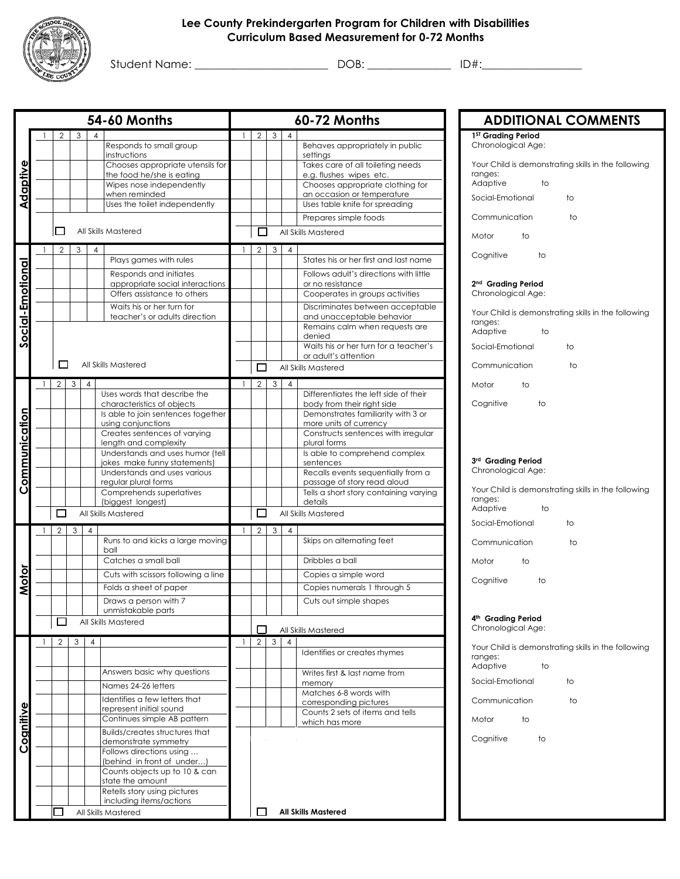**Lee County Prekindergarten Program for Children with Disabilities**
**Curriculum Based Measurement for 0-72 Months**

Student Name: _______________________ DOB: ______________ ID#:_________________

## 54-60 Months

### Adaptive

| 1 | 2 | 3 | 4 | |
|---|---|---|---|---|
| | | | | Responds to small group instructions |
| | | | | Chooses appropriate utensils for the food he/she is eating |
| | | | | Wipes nose independently when reminded |
| | | | | Uses the toilet independently |

☐ All Skills Mastered

### Social-Emotional

| 1 | 2 | 3 | 4 | |
|---|---|---|---|---|
| | | | | Plays games with rules |
| | | | | Responds and initiates appropriate social interactions |
| | | | | Offers assistance to others |
| | | | | Waits his or her turn for teacher's or adults direction |

☐ All Skills Mastered

### Communication

| 1 | 2 | 3 | 4 | |
|---|---|---|---|---|
| | | | | Uses words that describe the characteristics of objects |
| | | | | Is able to join sentences together using conjunctions |
| | | | | Creates sentences of varying length and complexity |
| | | | | Understands and uses humor (tell jokes make funny statements) |
| | | | | Understands and uses various regular plural forms |
| | | | | Comprehends superlatives (biggest longest) |

☐ All Skills Mastered

### Motor

| 1 | 2 | 3 | 4 | |
|---|---|---|---|---|
| | | | | Runs to and kicks a large moving ball |
| | | | | Catches a small ball |
| | | | | Cuts with scissors following a line |
| | | | | Folds a sheet of paper |
| | | | | Draws a person with 7 unmistakable parts |

☐ All Skills Mastered

### Cognitive

| 1 | 2 | 3 | 4 | |
|---|---|---|---|---|
| | | | | |
| | | | | Answers basic why questions |
| | | | | Names 24-26 letters |
| | | | | Identifies a few letters that represent initial sound |
| | | | | Continues simple AB pattern |
| | | | | Builds/creates structures that demonstrate symmetry |
| | | | | Follows directions using … (behind in front of under…) |
| | | | | Counts objects up to 10 & can state the amount |
| | | | | Retells story using pictures including items/actions |

☐ All Skills Mastered

## 60-72 Months

### Adaptive

| 1 | 2 | 3 | 4 | |
|---|---|---|---|---|
| | | | | Behaves appropriately in public settings |
| | | | | Takes care of all toileting needs e.g. flushes wipes etc. |
| | | | | Chooses appropriate clothing for an occasion or temperature |
| | | | | Uses table knife for spreading |
| | | | | Prepares simple foods |

☐ All Skills Mastered

### Social-Emotional

| 1 | 2 | 3 | 4 | |
|---|---|---|---|---|
| | | | | States his or her first and last name |
| | | | | Follows adult's directions with little or no resistance |
| | | | | Cooperates in groups activities |
| | | | | Discriminates between acceptable and unacceptable behavior |
| | | | | Remains calm when requests are denied |
| | | | | Waits his or her turn for a teacher's or adult's attention |

☐ All Skills Mastered

### Communication

| 1 | 2 | 3 | 4 | |
|---|---|---|---|---|
| | | | | Differentiates the left side of their body from their right side |
| | | | | Demonstrates familiarity with 3 or more units of currency |
| | | | | Constructs sentences with irregular plural forms |
| | | | | Is able to comprehend complex sentences |
| | | | | Recalls events sequentially from a passage of story read aloud |
| | | | | Tells a short story containing varying details |

☐ All Skills Mastered

### Motor

| 1 | 2 | 3 | 4 | |
|---|---|---|---|---|
| | | | | Skips on alternating feet |
| | | | | Dribbles a ball |
| | | | | Copies a simple word |
| | | | | Copies numerals 1 through 5 |
| | | | | Cuts out simple shapes |

☐ All Skills Mastered

### Cognitive

| 1 | 2 | 3 | 4 | |
|---|---|---|---|---|
| | | | | Identifies or creates rhymes |
| | | | | Writes first & last name from memory |
| | | | | Matches 6-8 words with corresponding pictures |
| | | | | Counts 2 sets of items and tells which has more |

☐ **All Skills Mastered**

## ADDITIONAL COMMENTS

**1ST Grading Period**
Chronological Age:

Your Child is demonstrating skills in the following ranges:
Adaptive to
Social-Emotional to
Communication to
Motor to
Cognitive to

**2nd Grading Period**
Chronological Age:

Your Child is demonstrating skills in the following ranges:
Adaptive to
Social-Emotional to
Communication to
Motor to
Cognitive to

**3rd Grading Period**
Chronological Age:

Your Child is demonstrating skills in the following ranges:
Adaptive to
Social-Emotional to
Communication to
Motor to
Cognitive to

**4th Grading Period**
Chronological Age:

Your Child is demonstrating skills in the following ranges:
Adaptive to
Social-Emotional to
Communication to
Motor to
Cognitive to